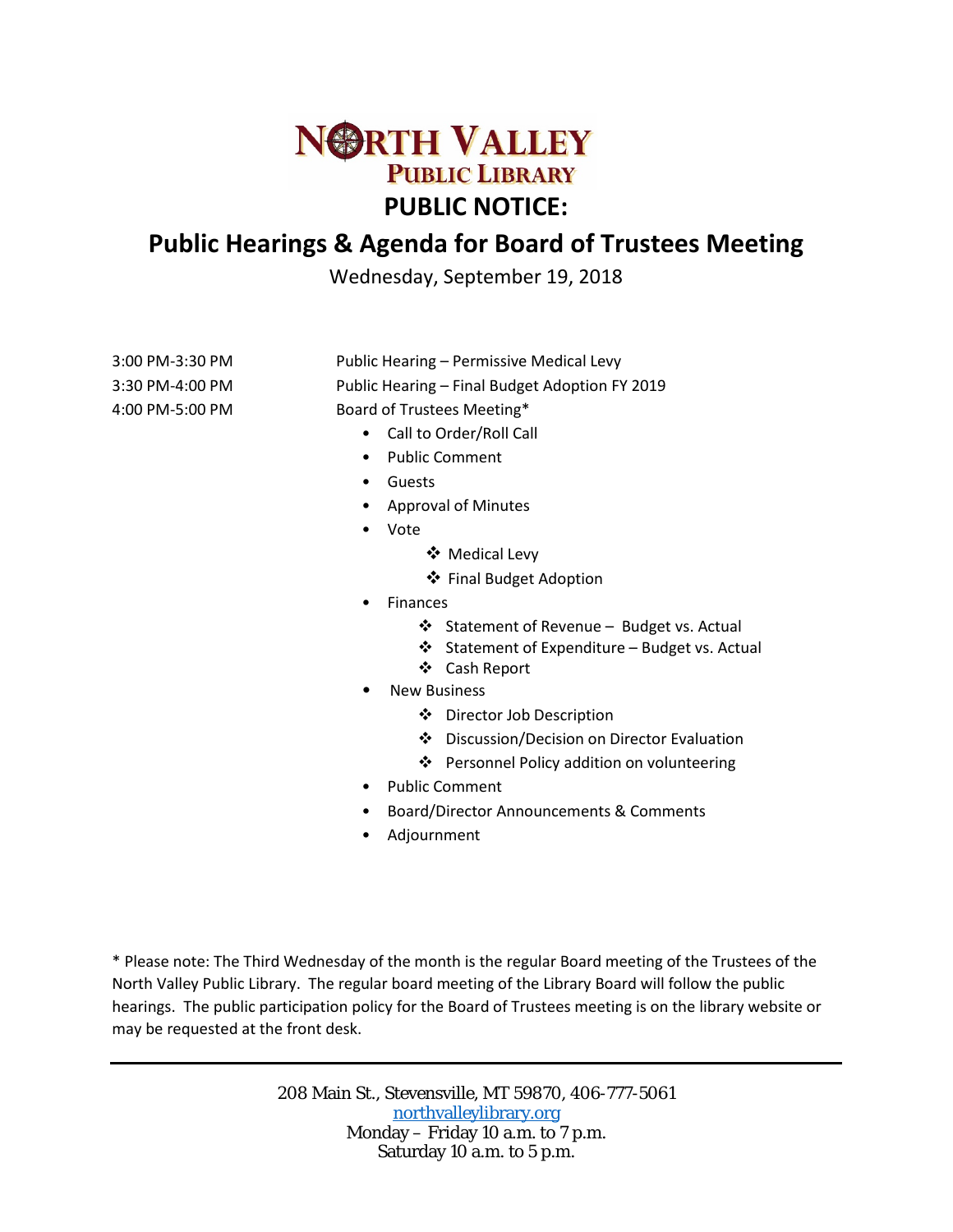# NORTH VALLEY PUBLIC LIBRARY

# PUBLIC NOTICE:

## Public Hearings & Agenda for Board of Trustees Meeting

Wednesday, September 19, 2018

| | |
|---|---|
| 3:00 PM-3:30 PM | Public Hearing – Permissive Medical Levy |
| 3:30 PM-4:00 PM | Public Hearing – Final Budget Adoption FY 2019 |
| 4:00 PM-5:00 PM | Board of Trustees Meeting* |

- Call to Order/Roll Call
- Public Comment
- Guests
- Approval of Minutes
- Vote
  - Medical Levy
  - Final Budget Adoption
- Finances
  - Statement of Revenue – Budget vs. Actual
  - Statement of Expenditure – Budget vs. Actual
  - Cash Report
- New Business
  - Director Job Description
  - Discussion/Decision on Director Evaluation
  - Personnel Policy addition on volunteering
- Public Comment
- Board/Director Announcements & Comments
- Adjournment

* Please note: The Third Wednesday of the month is the regular Board meeting of the Trustees of the North Valley Public Library. The regular board meeting of the Library Board will follow the public hearings. The public participation policy for the Board of Trustees meeting is on the library website or may be requested at the front desk.

---

208 Main St., Stevensville, MT 59870, 406-777-5061
northvalleylibrary.org
Monday – Friday 10 a.m. to 7 p.m.
Saturday 10 a.m. to 5 p.m.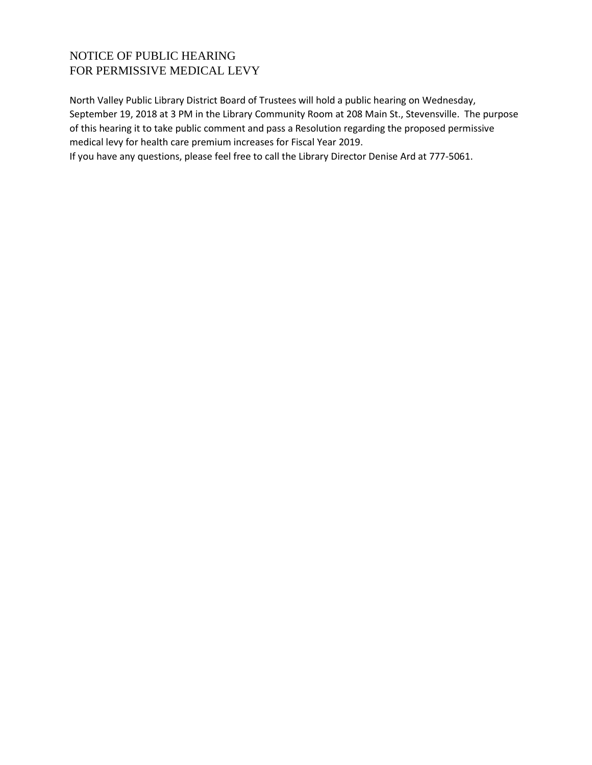# NOTICE OF PUBLIC HEARING
# FOR PERMISSIVE MEDICAL LEVY

North Valley Public Library District Board of Trustees will hold a public hearing on Wednesday, September 19, 2018 at 3 PM in the Library Community Room at 208 Main St., Stevensville. The purpose of this hearing it to take public comment and pass a Resolution regarding the proposed permissive medical levy for health care premium increases for Fiscal Year 2019.

If you have any questions, please feel free to call the Library Director Denise Ard at 777-5061.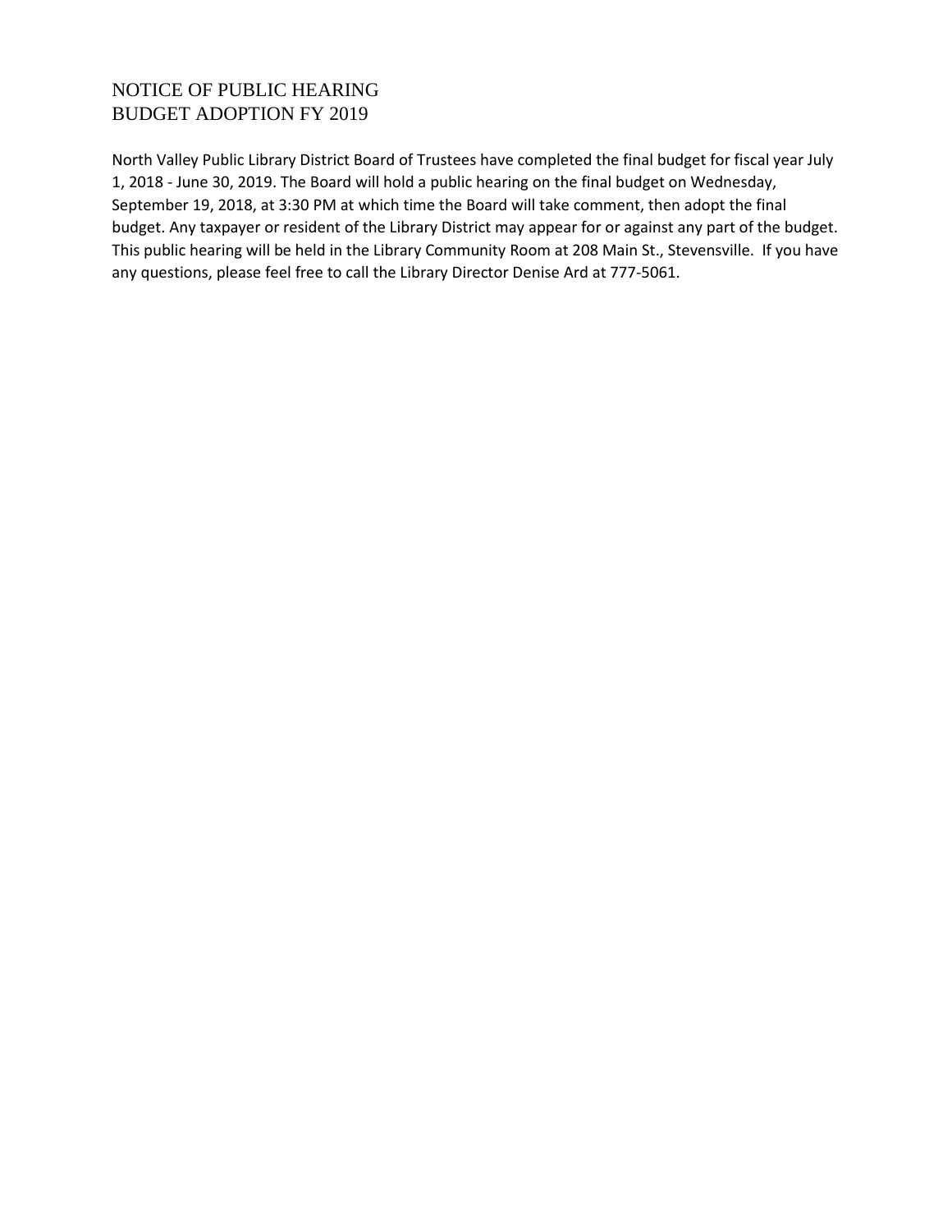# NOTICE OF PUBLIC HEARING
# BUDGET ADOPTION FY 2019

North Valley Public Library District Board of Trustees have completed the final budget for fiscal year July 1, 2018 - June 30, 2019. The Board will hold a public hearing on the final budget on Wednesday, September 19, 2018, at 3:30 PM at which time the Board will take comment, then adopt the final budget. Any taxpayer or resident of the Library District may appear for or against any part of the budget. This public hearing will be held in the Library Community Room at 208 Main St., Stevensville. If you have any questions, please feel free to call the Library Director Denise Ard at 777-5061.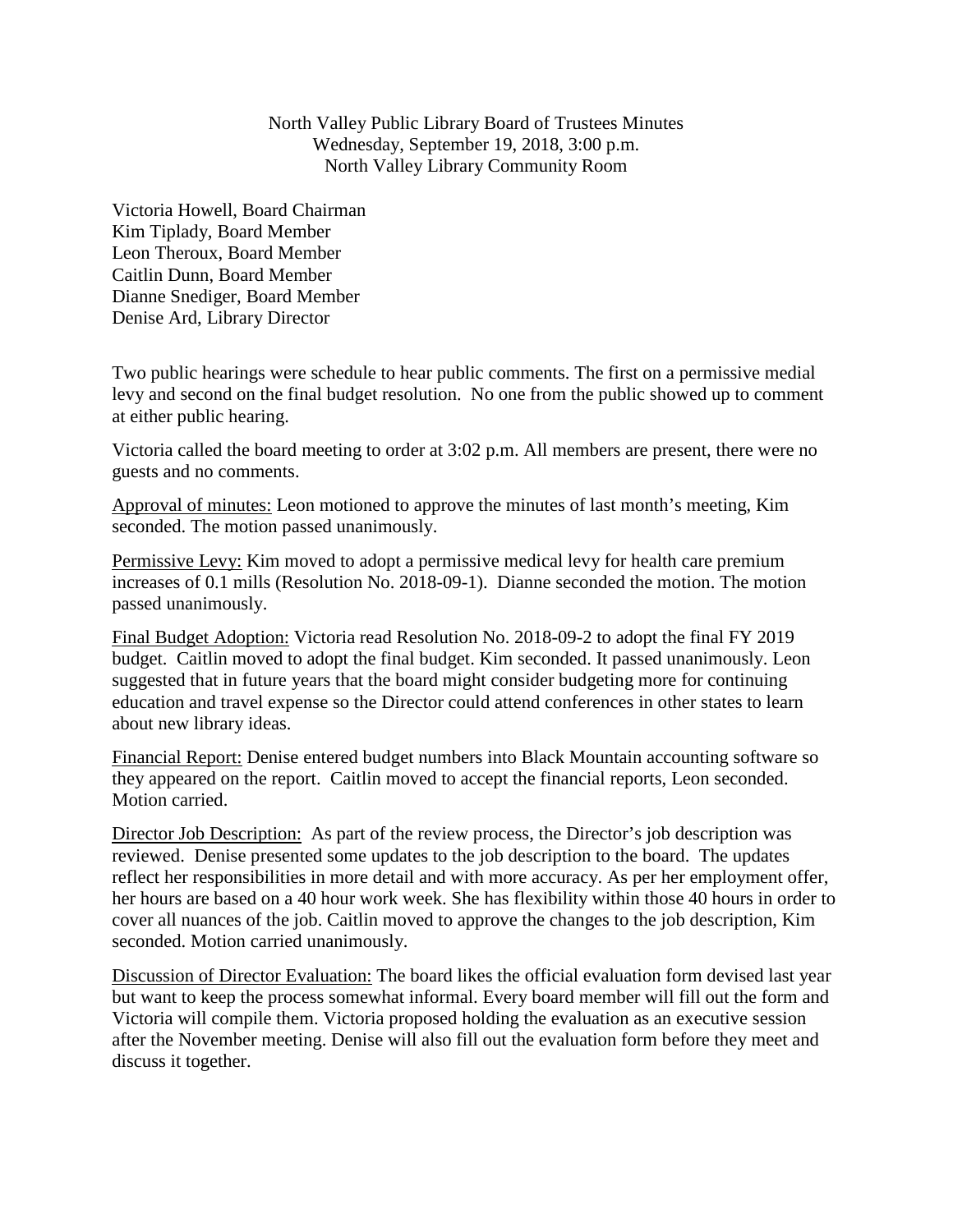North Valley Public Library Board of Trustees Minutes
Wednesday, September 19, 2018, 3:00 p.m.
North Valley Library Community Room

Victoria Howell, Board Chairman
Kim Tiplady, Board Member
Leon Theroux, Board Member
Caitlin Dunn, Board Member
Dianne Snediger, Board Member
Denise Ard, Library Director

Two public hearings were schedule to hear public comments. The first on a permissive medial levy and second on the final budget resolution. No one from the public showed up to comment at either public hearing.

Victoria called the board meeting to order at 3:02 p.m. All members are present, there were no guests and no comments.

<u>Approval of minutes:</u> Leon motioned to approve the minutes of last month's meeting, Kim seconded. The motion passed unanimously.

<u>Permissive Levy:</u> Kim moved to adopt a permissive medical levy for health care premium increases of 0.1 mills (Resolution No. 2018-09-1). Dianne seconded the motion. The motion passed unanimously.

<u>Final Budget Adoption:</u> Victoria read Resolution No. 2018-09-2 to adopt the final FY 2019 budget. Caitlin moved to adopt the final budget. Kim seconded. It passed unanimously. Leon suggested that in future years that the board might consider budgeting more for continuing education and travel expense so the Director could attend conferences in other states to learn about new library ideas.

<u>Financial Report:</u> Denise entered budget numbers into Black Mountain accounting software so they appeared on the report. Caitlin moved to accept the financial reports, Leon seconded. Motion carried.

<u>Director Job Description:</u> As part of the review process, the Director's job description was reviewed. Denise presented some updates to the job description to the board. The updates reflect her responsibilities in more detail and with more accuracy. As per her employment offer, her hours are based on a 40 hour work week. She has flexibility within those 40 hours in order to cover all nuances of the job. Caitlin moved to approve the changes to the job description, Kim seconded. Motion carried unanimously.

<u>Discussion of Director Evaluation:</u> The board likes the official evaluation form devised last year but want to keep the process somewhat informal. Every board member will fill out the form and Victoria will compile them. Victoria proposed holding the evaluation as an executive session after the November meeting. Denise will also fill out the evaluation form before they meet and discuss it together.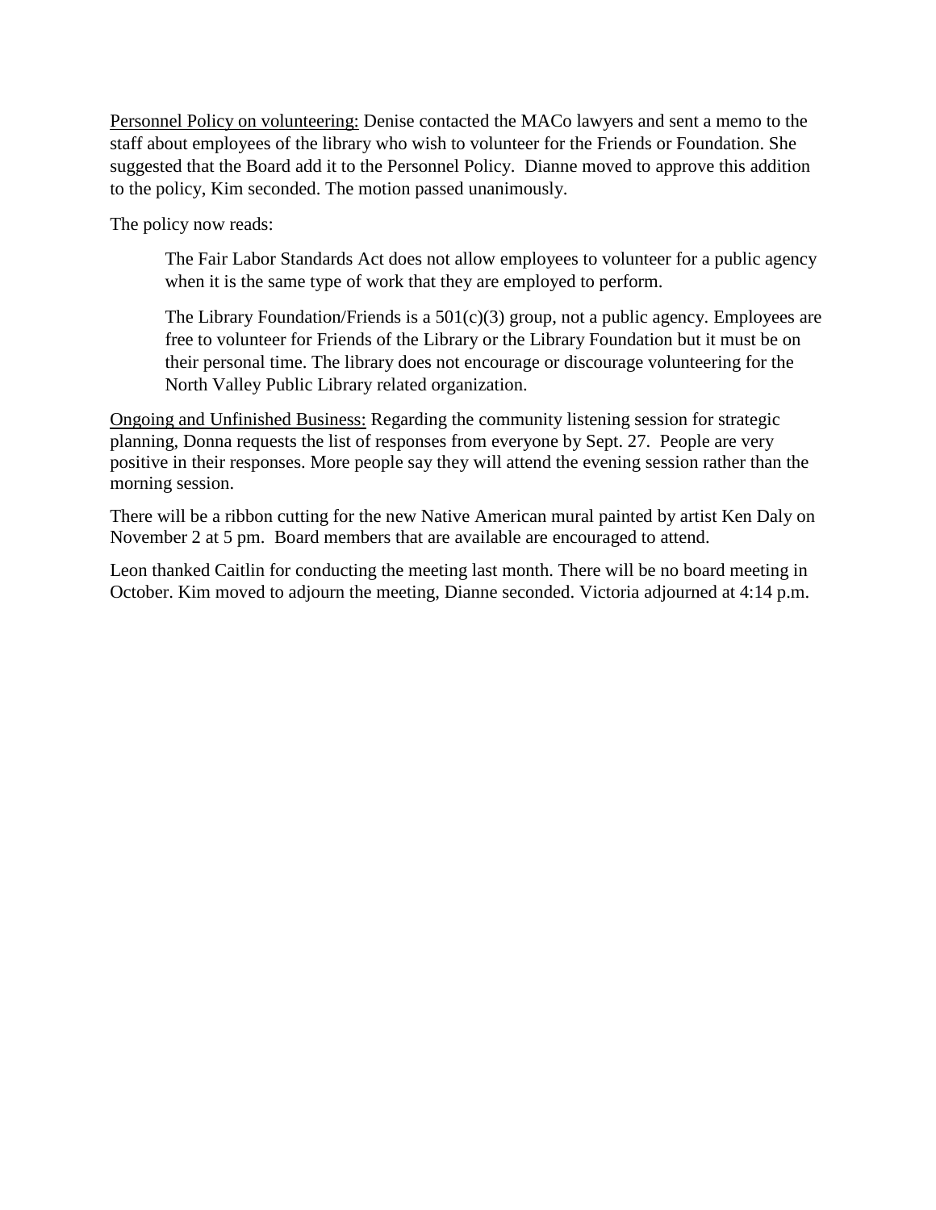<u>Personnel Policy on volunteering:</u> Denise contacted the MACo lawyers and sent a memo to the staff about employees of the library who wish to volunteer for the Friends or Foundation. She suggested that the Board add it to the Personnel Policy. Dianne moved to approve this addition to the policy, Kim seconded. The motion passed unanimously.

The policy now reads:

> The Fair Labor Standards Act does not allow employees to volunteer for a public agency when it is the same type of work that they are employed to perform.
>
> The Library Foundation/Friends is a 501(c)(3) group, not a public agency. Employees are free to volunteer for Friends of the Library or the Library Foundation but it must be on their personal time. The library does not encourage or discourage volunteering for the North Valley Public Library related organization.

<u>Ongoing and Unfinished Business:</u> Regarding the community listening session for strategic planning, Donna requests the list of responses from everyone by Sept. 27. People are very positive in their responses. More people say they will attend the evening session rather than the morning session.

There will be a ribbon cutting for the new Native American mural painted by artist Ken Daly on November 2 at 5 pm. Board members that are available are encouraged to attend.

Leon thanked Caitlin for conducting the meeting last month. There will be no board meeting in October. Kim moved to adjourn the meeting, Dianne seconded. Victoria adjourned at 4:14 p.m.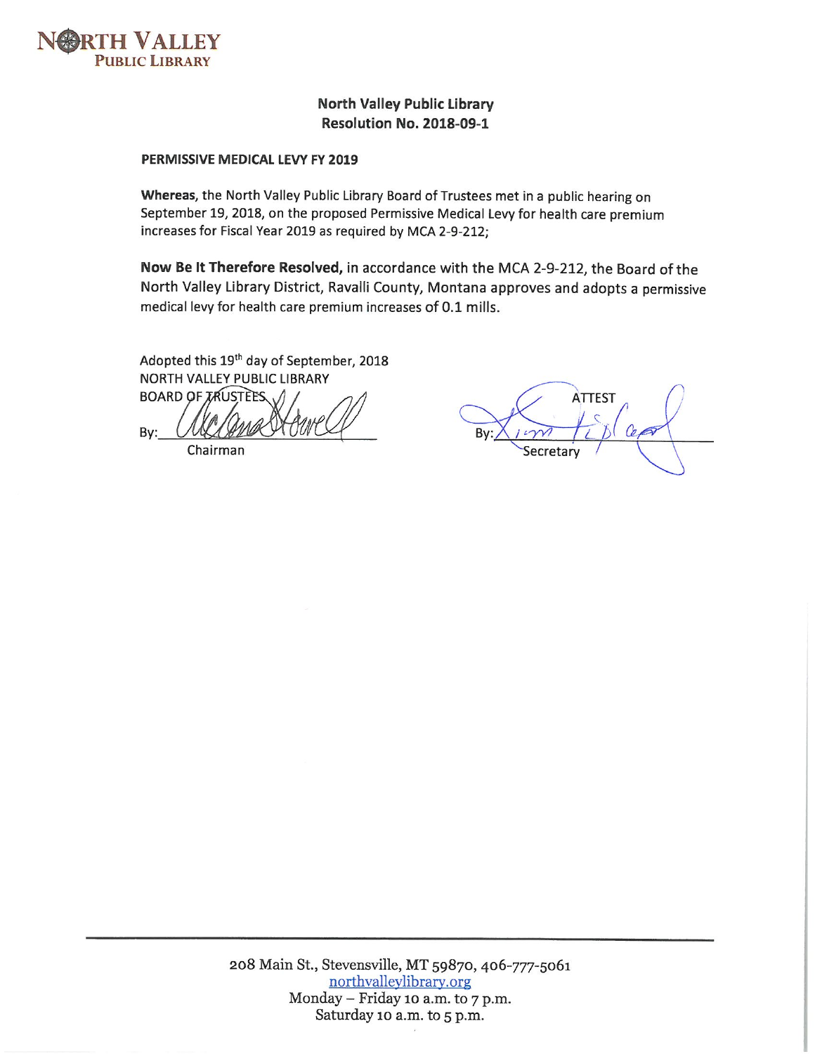NORTH VALLEY
PUBLIC LIBRARY

**North Valley Public Library**
**Resolution No. 2018-09-1**

**PERMISSIVE MEDICAL LEVY FY 2019**

**Whereas**, the North Valley Public Library Board of Trustees met in a public hearing on September 19, 2018, on the proposed Permissive Medical Levy for health care premium increases for Fiscal Year 2019 as required by MCA 2-9-212;

**Now Be It Therefore Resolved,** in accordance with the MCA 2-9-212, the Board of the North Valley Library District, Ravalli County, Montana approves and adopts a permissive medical levy for health care premium increases of 0.1 mills.

Adopted this 19th day of September, 2018
NORTH VALLEY PUBLIC LIBRARY
BOARD OF TRUSTEES

By: ______________________
Chairman

ATTEST

By: ______________________
Secretary

208 Main St., Stevensville, MT 59870, 406-777-5061
northvalleylibrary.org
Monday – Friday 10 a.m. to 7 p.m.
Saturday 10 a.m. to 5 p.m.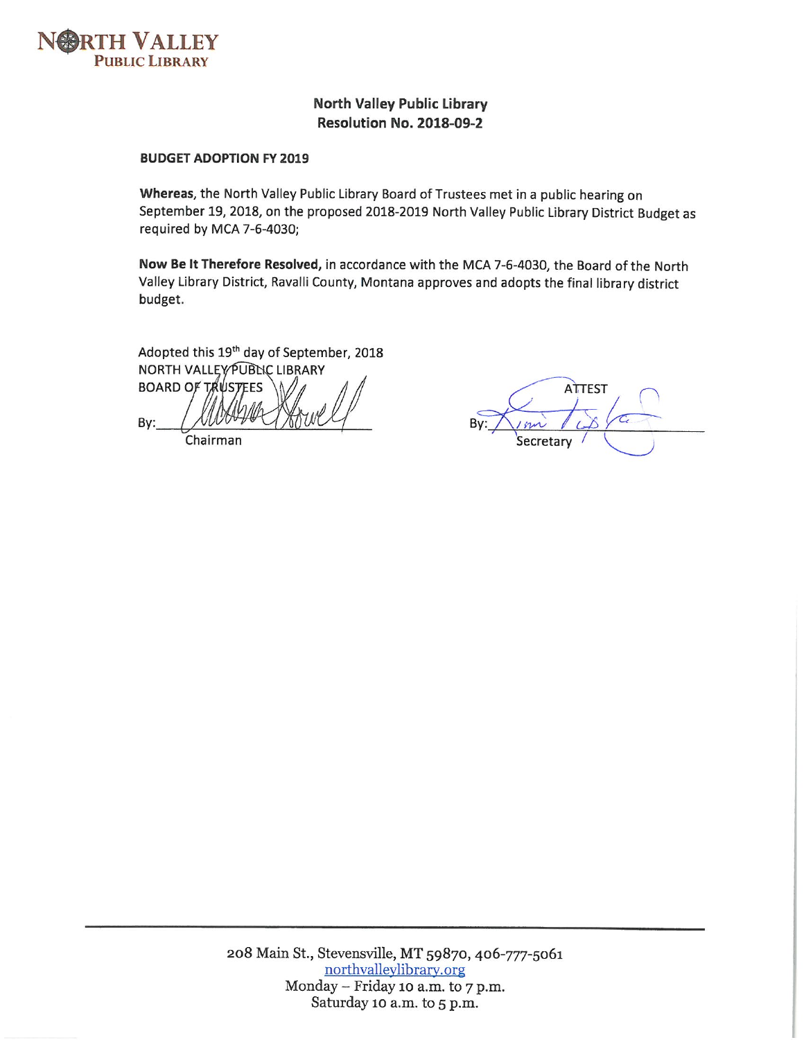NORTH VALLEY
PUBLIC LIBRARY

**North Valley Public Library**
**Resolution No. 2018-09-2**

**BUDGET ADOPTION FY 2019**

**Whereas**, the North Valley Public Library Board of Trustees met in a public hearing on September 19, 2018, on the proposed 2018-2019 North Valley Public Library District Budget as required by MCA 7-6-4030;

**Now Be It Therefore Resolved,** in accordance with the MCA 7-6-4030, the Board of the North Valley Library District, Ravalli County, Montana approves and adopts the final library district budget.

Adopted this 19th day of September, 2018
NORTH VALLEY PUBLIC LIBRARY
BOARD OF TRUSTEES

By:\_\_\_\_\_\_\_\_\_\_\_\_\_\_\_\_\_\_\_\_\_\_\_\_
Chairman

ATTEST

By:\_\_\_\_\_\_\_\_\_\_\_\_\_\_\_\_\_\_\_\_\_\_\_\_
Secretary

208 Main St., Stevensville, MT 59870, 406-777-5061
northvalleylibrary.org
Monday – Friday 10 a.m. to 7 p.m.
Saturday 10 a.m. to 5 p.m.